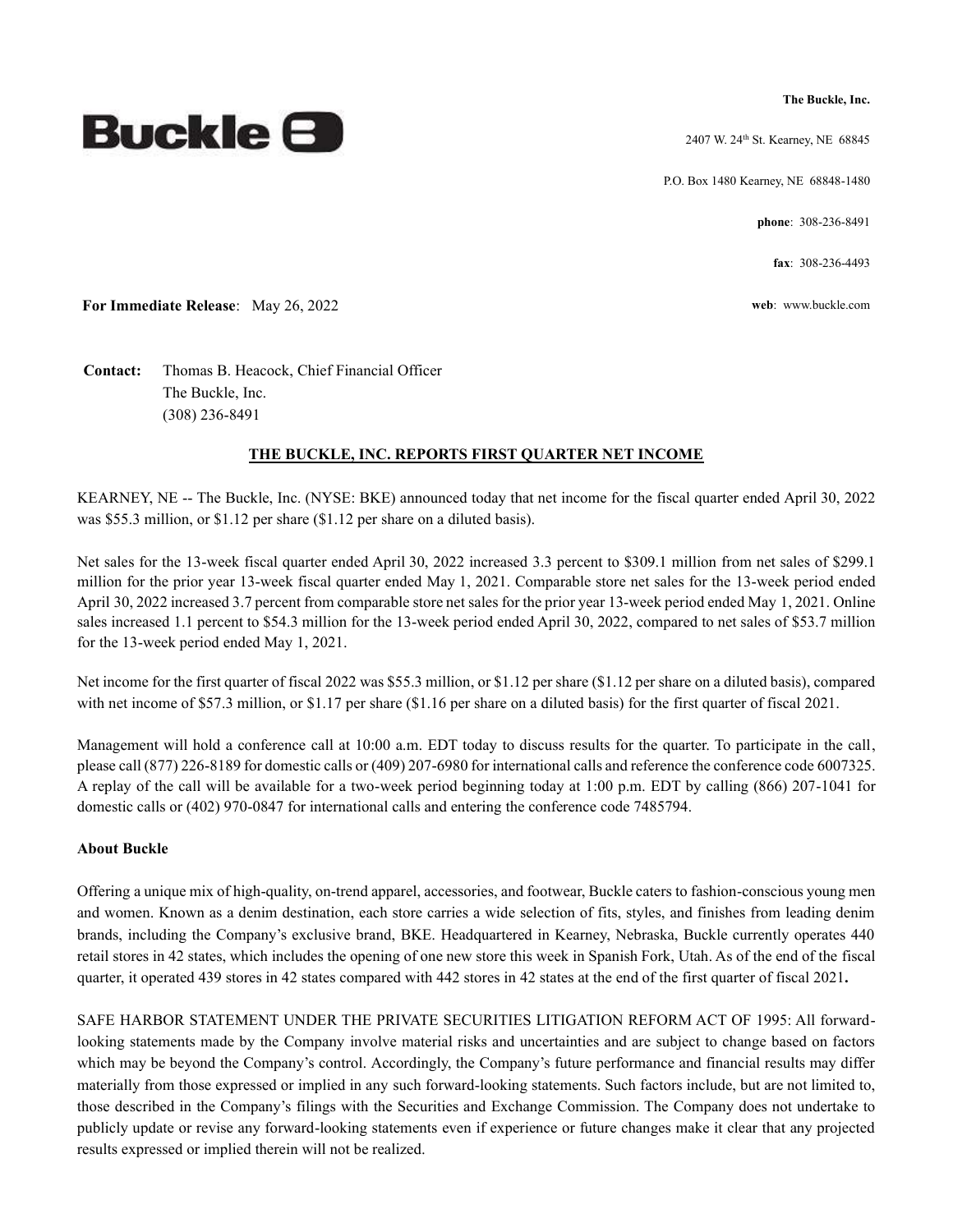**Buckle**

**The Buckle, Inc.**

2407 W. 24th St. Kearney, NE 68845

P.O. Box 1480 Kearney, NE 68848-1480

**phone**: 308-236-8491

**fax**: 308-236-4493

**web**: www.buckle.com

**For Immediate Release**: May 26, 2022

**Contact:** Thomas B. Heacock, Chief Financial Officer
The Buckle, Inc.
(308) 236-8491

## THE BUCKLE, INC. REPORTS FIRST QUARTER NET INCOME

KEARNEY, NE -- The Buckle, Inc. (NYSE: BKE) announced today that net income for the fiscal quarter ended April 30, 2022 was $55.3 million, or $1.12 per share ($1.12 per share on a diluted basis).

Net sales for the 13-week fiscal quarter ended April 30, 2022 increased 3.3 percent to $309.1 million from net sales of $299.1 million for the prior year 13-week fiscal quarter ended May 1, 2021. Comparable store net sales for the 13-week period ended April 30, 2022 increased 3.7 percent from comparable store net sales for the prior year 13-week period ended May 1, 2021. Online sales increased 1.1 percent to $54.3 million for the 13-week period ended April 30, 2022, compared to net sales of $53.7 million for the 13-week period ended May 1, 2021.

Net income for the first quarter of fiscal 2022 was $55.3 million, or $1.12 per share ($1.12 per share on a diluted basis), compared with net income of $57.3 million, or $1.17 per share ($1.16 per share on a diluted basis) for the first quarter of fiscal 2021.

Management will hold a conference call at 10:00 a.m. EDT today to discuss results for the quarter. To participate in the call, please call (877) 226-8189 for domestic calls or (409) 207-6980 for international calls and reference the conference code 6007325. A replay of the call will be available for a two-week period beginning today at 1:00 p.m. EDT by calling (866) 207-1041 for domestic calls or (402) 970-0847 for international calls and entering the conference code 7485794.

**About Buckle**

Offering a unique mix of high-quality, on-trend apparel, accessories, and footwear, Buckle caters to fashion-conscious young men and women. Known as a denim destination, each store carries a wide selection of fits, styles, and finishes from leading denim brands, including the Company's exclusive brand, BKE. Headquartered in Kearney, Nebraska, Buckle currently operates 440 retail stores in 42 states, which includes the opening of one new store this week in Spanish Fork, Utah. As of the end of the fiscal quarter, it operated 439 stores in 42 states compared with 442 stores in 42 states at the end of the first quarter of fiscal 2021.

SAFE HARBOR STATEMENT UNDER THE PRIVATE SECURITIES LITIGATION REFORM ACT OF 1995: All forward-looking statements made by the Company involve material risks and uncertainties and are subject to change based on factors which may be beyond the Company's control. Accordingly, the Company's future performance and financial results may differ materially from those expressed or implied in any such forward-looking statements. Such factors include, but are not limited to, those described in the Company's filings with the Securities and Exchange Commission. The Company does not undertake to publicly update or revise any forward-looking statements even if experience or future changes make it clear that any projected results expressed or implied therein will not be realized.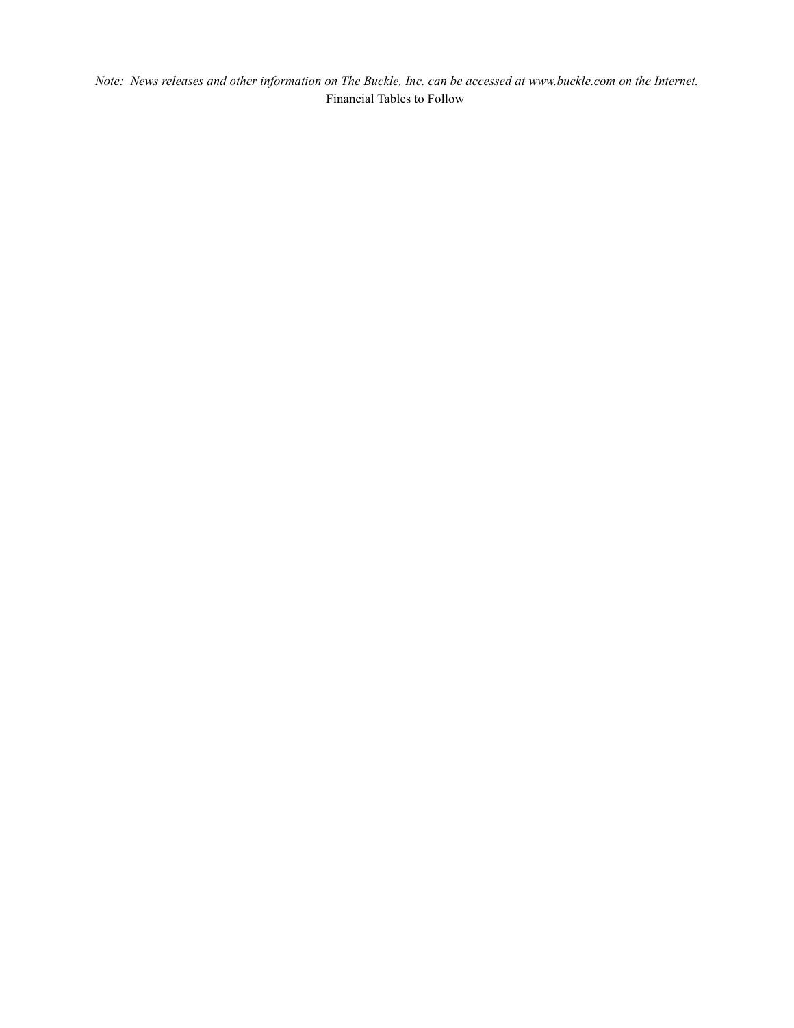*Note: News releases and other information on The Buckle, Inc. can be accessed at www.buckle.com on the Internet.*

Financial Tables to Follow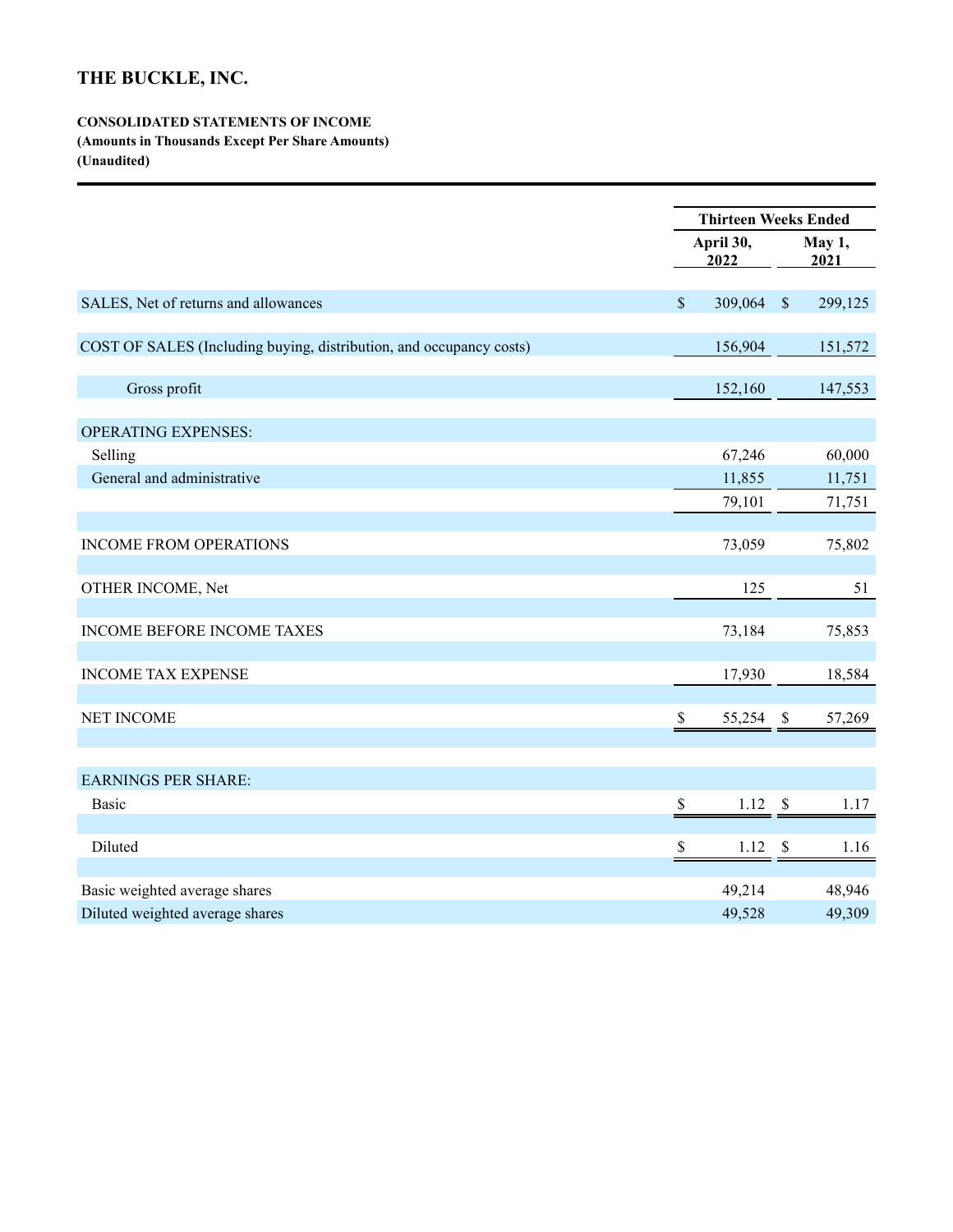# THE BUCKLE, INC.

**CONSOLIDATED STATEMENTS OF INCOME**
**(Amounts in Thousands Except Per Share Amounts)**
**(Unaudited)**

| | Thirteen Weeks Ended | |
|---|---|---|
| | April 30, 2022 | May 1, 2021 |
| SALES, Net of returns and allowances | $ 309,064 | $ 299,125 |
| COST OF SALES (Including buying, distribution, and occupancy costs) | 156,904 | 151,572 |
| Gross profit | 152,160 | 147,553 |
| OPERATING EXPENSES: | | |
| Selling | 67,246 | 60,000 |
| General and administrative | 11,855 | 11,751 |
| | 79,101 | 71,751 |
| INCOME FROM OPERATIONS | 73,059 | 75,802 |
| OTHER INCOME, Net | 125 | 51 |
| INCOME BEFORE INCOME TAXES | 73,184 | 75,853 |
| INCOME TAX EXPENSE | 17,930 | 18,584 |
| NET INCOME | $ 55,254 | $ 57,269 |
| EARNINGS PER SHARE: | | |
| Basic | $ 1.12 | $ 1.17 |
| Diluted | $ 1.12 | $ 1.16 |
| Basic weighted average shares | 49,214 | 48,946 |
| Diluted weighted average shares | 49,528 | 49,309 |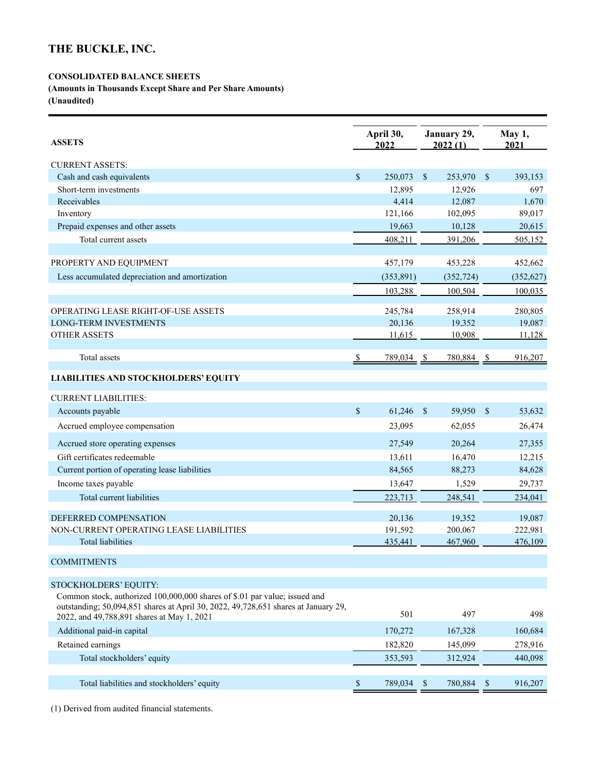# THE BUCKLE, INC.

**CONSOLIDATED BALANCE SHEETS**
**(Amounts in Thousands Except Share and Per Share Amounts)**
**(Unaudited)**

| ASSETS | April 30, 2022 | January 29, 2022 (1) | May 1, 2021 |
|---|---|---|---|
| CURRENT ASSETS: | | | |
| Cash and cash equivalents | $ 250,073 | $ 253,970 | $ 393,153 |
| Short-term investments | 12,895 | 12,926 | 697 |
| Receivables | 4,414 | 12,087 | 1,670 |
| Inventory | 121,166 | 102,095 | 89,017 |
| Prepaid expenses and other assets | 19,663 | 10,128 | 20,615 |
| Total current assets | 408,211 | 391,206 | 505,152 |
| | | | |
| PROPERTY AND EQUIPMENT | 457,179 | 453,228 | 452,662 |
| Less accumulated depreciation and amortization | (353,891) | (352,724) | (352,627) |
| | 103,288 | 100,504 | 100,035 |
| | | | |
| OPERATING LEASE RIGHT-OF-USE ASSETS | 245,784 | 258,914 | 280,805 |
| LONG-TERM INVESTMENTS | 20,136 | 19,352 | 19,087 |
| OTHER ASSETS | 11,615 | 10,908 | 11,128 |
| | | | |
| Total assets | $ 789,034 | $ 780,884 | $ 916,207 |
| | | | |
| **LIABILITIES AND STOCKHOLDERS' EQUITY** | | | |
| | | | |
| CURRENT LIABILITIES: | | | |
| Accounts payable | $ 61,246 | $ 59,950 | $ 53,632 |
| Accrued employee compensation | 23,095 | 62,055 | 26,474 |
| Accrued store operating expenses | 27,549 | 20,264 | 27,355 |
| Gift certificates redeemable | 13,611 | 16,470 | 12,215 |
| Current portion of operating lease liabilities | 84,565 | 88,273 | 84,628 |
| Income taxes payable | 13,647 | 1,529 | 29,737 |
| Total current liabilities | 223,713 | 248,541 | 234,041 |
| | | | |
| DEFERRED COMPENSATION | 20,136 | 19,352 | 19,087 |
| NON-CURRENT OPERATING LEASE LIABILITIES | 191,592 | 200,067 | 222,981 |
| Total liabilities | 435,441 | 467,960 | 476,109 |
| | | | |
| COMMITMENTS | | | |
| | | | |
| STOCKHOLDERS' EQUITY: | | | |
| Common stock, authorized 100,000,000 shares of $.01 par value; issued and outstanding; 50,094,851 shares at April 30, 2022, 49,728,651 shares at January 29, 2022, and 49,788,891 shares at May 1, 2021 | 501 | 497 | 498 |
| Additional paid-in capital | 170,272 | 167,328 | 160,684 |
| Retained earnings | 182,820 | 145,099 | 278,916 |
| Total stockholders' equity | 353,593 | 312,924 | 440,098 |
| | | | |
| Total liabilities and stockholders' equity | $ 789,034 | $ 780,884 | $ 916,207 |

(1) Derived from audited financial statements.